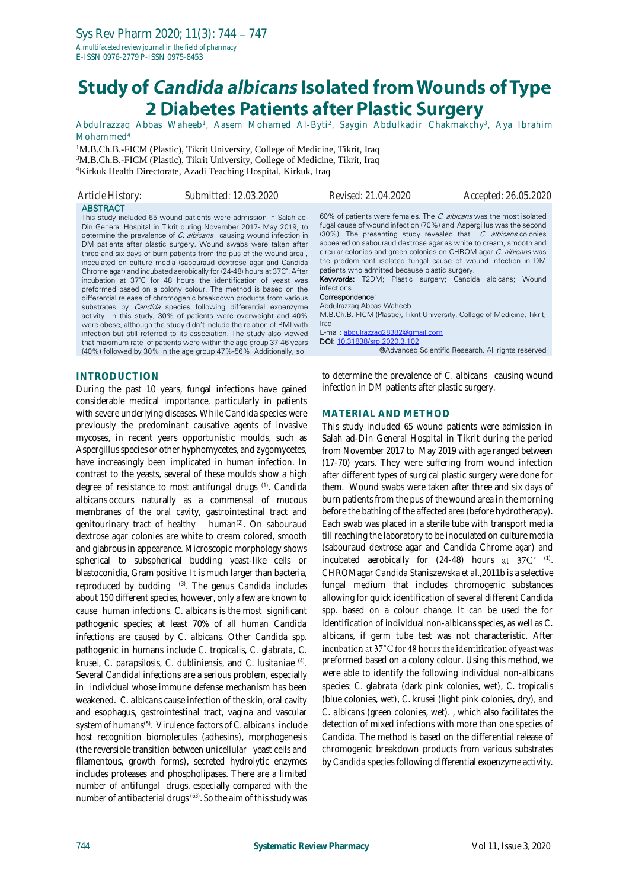# Study of *Candida albicans* Isolated from Wounds of Type 2 Diabetes Patients after Plastic Surgery

Abdulrazzaq Abbas Waheeb[1], Aasem Mohamed Al-Byti[2], Saygin Abdulkadir Chakmakchy[3], Aya Ibrahim Mohammed[4]

[1]M.B.Ch.B.-FICM (Plastic), Tikrit University, College of Medicine, Tikrit, Iraq
[3]M.B.Ch.B.-FICM (Plastic), Tikrit University, College of Medicine, Tikrit, Iraq
[4]Kirkuk Health Directorate, Azadi Teaching Hospital, Kirkuk, Iraq

*Article History:* Submitted: 12.03.2020 Revised: 21.04.2020 Accepted: 26.05.2020

## ABSTRACT

This study included 65 wound patients were admission in Salah ad-Din General Hospital in Tikrit during November 2017- May 2019, to determine the prevalence of *C. albicans* causing wound infection in DM patients after plastic surgery. Wound swabs were taken after three and six days of burn patients from the pus of the wound area, inoculated on culture media (sabouraud dextrose agar and Candida Chrome agar) and incubated aerobically for (24-48) hours at 37C°. After incubation at 37°C for 48 hours the identification of yeast was preformed based on a colony colour. The method is based on the differential release of chromogenic breakdown products from various substrates by *Candida* species following differential exoenzyme activity. In this study, 30% of patients were overweight and 40% were obese, although the study didn't include the relation of BMI with infection but still referred to its association. The study also viewed that maximum rate of patients were within the age group 37-46 years (40%) followed by 30% in the age group 47%-56%. Additionally, so 60% of patients were females. The *C. albicans* was the most isolated fugal cause of wound infection (70%) and Aspergillus was the second (30%). The presenting study revealed that *C. albicans* colonies appeared on sabouraud dextrose agar as white to cream, smooth and circular colonies and green colonies on CHROM agar. *C. albicans* was the predominant isolated fungal cause of wound infection in DM patients who admitted because plastic surgery.

**Keywords:** T2DM; Plastic surgery; Candida albicans; Wound infections

**Correspondence:**
Abdulrazzaq Abbas Waheeb
M.B.Ch.B.-FICM (Plastic), Tikrit University, College of Medicine, Tikrit, Iraq
E-mail: abdulrazzaq28382@gmail.com
DOI: 10.31838/srp.2020.3.102

@Advanced Scientific Research. All rights reserved

## INTRODUCTION

During the past 10 years, fungal infections have gained considerable medical importance, particularly in patients with severe underlying diseases. While Candida species were previously the predominant causative agents of invasive mycoses, in recent years opportunistic moulds, such as Aspergillus species or other hyphomycetes, and zygomycetes, have increasingly been implicated in human infection. In contrast to the yeasts, several of these moulds show a high degree of resistance to most antifungal drugs [1]. *Candida albicans* occurs naturally as a commensal of mucous membranes of the oral cavity, gastrointestinal tract and genitourinary tract of healthy human[2]. On sabouraud dextrose agar colonies are white to cream colored, smooth and glabrous in appearance. Microscopic morphology shows spherical to subspherical budding yeast-like cells or blastoconidia, Gram positive. It is much larger than bacteria, reproduced by budding [3]. The genus *Candida* includes about 150 different species, however, only a few are known to cause human infections. *C. albicans* is the most significant pathogenic species; at least 70% of all human *Candida* infections are caused by *C. albicans*. Other *Candida spp.* pathogenic in humans include *C. tropicalis*, *C. glabrata*, *C. krusei*, *C. parapsilosis*, *C. dubliniensis*, and *C. lusitaniae* [4]. Several Candidal infections are a serious problem, especially in individual whose immune defense mechanism has been weakened. *C. albicans* cause infection of the skin, oral cavity and esophagus, gastrointestinal tract, vagina and vascular system of humans[5]. Virulence factors of *C. albicans* include host recognition biomolecules (adhesins), morphogenesis (the reversible transition between unicellular yeast cells and filamentous, growth forms), secreted hydrolytic enzymes includes proteases and phospholipases. There are a limited number of antifungal drugs, especially compared with the number of antibacterial drugs [63]. So the aim of this study was to determine the prevalence of *C. albicans* causing wound infection in DM patients after plastic surgery.

## MATERIAL AND METHOD

This study included 65 wound patients were admission in Salah ad-Din General Hospital in Tikrit during the period from November 2017 to May 2019 with age ranged between (17-70) years. They were suffering from wound infection after different types of surgical plastic surgery were done for them. Wound swabs were taken after three and six days of burn patients from the pus of the wound area in the morning before the bathing of the affected area (before hydrotherapy). Each swab was placed in a sterile tube with transport media till reaching the laboratory to be inoculated on culture media (sabouraud dextrose agar and Candida Chrome agar) and incubated aerobically for (24-48) hours at 37C° [1]. CHROMagar *Candida* Staniszewska et al.,2011b is a selective fungal medium that includes chromogenic substances allowing for quick identification of several different *Candida* spp. based on a colour change. It can be used the for identification of individual non-*albicans* species, as well as *C. albicans*, if germ tube test was not characteristic. After incubation at 37°C for 48 hours the identification of yeast was preformed based on a colony colour. Using this method, we were able to identify the following individual non-*albicans* species: *C. glabrata* (dark pink colonies, wet), *C. tropicalis* (blue colonies, wet), *C. krusei* (light pink colonies, dry), and *C. albicans* (green colonies, wet). , which also facilitates the detection of mixed infections with more than one species of *Candida*. The method is based on the differential release of chromogenic breakdown products from various substrates by *Candida* species following differential exoenzyme activity.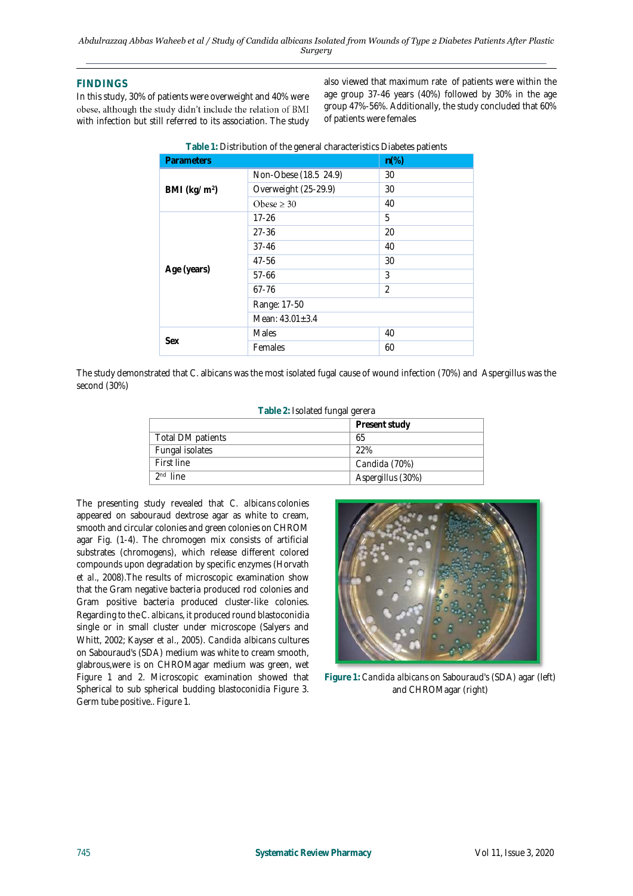## FINDINGS

In this study, 30% of patients were overweight and 40% were obese, although the study didn't include the relation of BMI with infection but still referred to its association. The study also viewed that maximum rate of patients were within the age group 37-46 years (40%) followed by 30% in the age group 47%-56%. Additionally, the study concluded that 60% of patients were females

**Table 1:** Distribution of the general characteristics Diabetes patients

| Parameters | | n(%) |
|---|---|---|
| **BMI (kg/ m²)** | Non-Obese (18.5 24.9) | 30 |
| | Overweight (25-29.9) | 30 |
| | Obese ≥ 30 | 40 |
| **Age (years)** | 17-26 | 5 |
| | 27-36 | 20 |
| | 37-46 | 40 |
| | 47-56 | 30 |
| | 57-66 | 3 |
| | 67-76 | 2 |
| | Range: 17-50 | |
| | Mean: 43.01±3.4 | |
| **Sex** | Males | 40 |
| | Females | 60 |

The study demonstrated that C. albicans was the most isolated fugal cause of wound infection (70%) and Aspergillus was the second (30%)

**Table 2:** Isolated fungal gerera

| | **Present study** |
|---|---|
| Total DM patients | 65 |
| Fungal isolates | 22% |
| First line | Candida (70%) |
| 2nd line | Aspergillus (30%) |

The presenting study revealed that C. *albicans* colonies appeared on sabouraud dextrose agar as white to cream, smooth and circular colonies and green colonies on CHROM agar Fig. (1-4). The chromogen mix consists of artificial substrates (chromogens), which release different colored compounds upon degradation by specific enzymes (Horvath et al., 2008).The results of microscopic examination show that the Gram negative bacteria produced rod colonies and Gram positive bacteria produced cluster-like colonies. Regarding to the *C. albicans*, it produced round blastoconidia single or in small cluster under microscope (Salyers and Whitt, 2002; Kayser et al., 2005). *Candida albicans* cultures on Sabouraud's (SDA) medium was white to cream smooth, glabrous,were is on CHROMagar medium was green, wet Figure 1 and 2. Microscopic examination showed that Spherical to sub spherical budding blastoconidia Figure 3. Germ tube positive.. Figure 1.

**Figure 1:** *Candida albicans* on Sabouraud's (SDA) agar (left) and CHROMagar (right)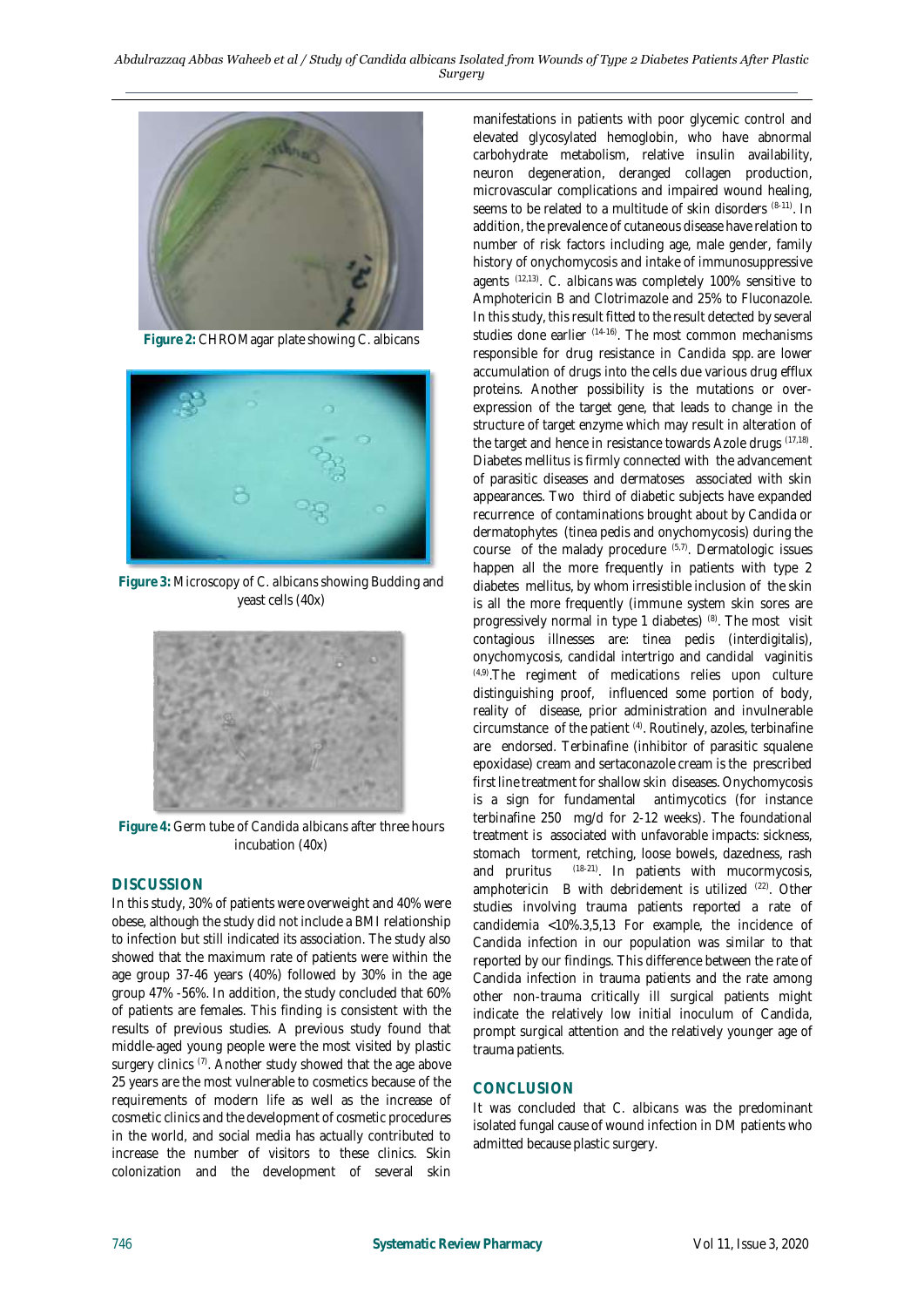Figure 2: CHROMagar plate showing C. albicans

Figure 3: Microscopy of *C. albicans* showing Budding and yeast cells (40x)

Figure 4: Germ tube of *Candida albicans* after three hours incubation (40x)

## DISCUSSION

In this study, 30% of patients were overweight and 40% were obese, although the study did not include a BMI relationship to infection but still indicated its association. The study also showed that the maximum rate of patients were within the age group 37-46 years (40%) followed by 30% in the age group 47% -56%. In addition, the study concluded that 60% of patients are females. This finding is consistent with the results of previous studies. A previous study found that middle-aged young people were the most visited by plastic surgery clinics [7]. Another study showed that the age above 25 years are the most vulnerable to cosmetics because of the requirements of modern life as well as the increase of cosmetic clinics and the development of cosmetic procedures in the world, and social media has actually contributed to increase the number of visitors to these clinics. Skin colonization and the development of several skin manifestations in patients with poor glycemic control and elevated glycosylated hemoglobin, who have abnormal carbohydrate metabolism, relative insulin availability, neuron degeneration, deranged collagen production, microvascular complications and impaired wound healing, seems to be related to a multitude of skin disorders [8-11]. In addition, the prevalence of cutaneous disease have relation to number of risk factors including age, male gender, family history of onychomycosis and intake of immunosuppressive agents [12,13]. *C. albicans* was completely 100% sensitive to Amphotericin B and Clotrimazole and 25% to Fluconazole. In this study, this result fitted to the result detected by several studies done earlier [14-16]. The most common mechanisms responsible for drug resistance in *Candida* spp. are lower accumulation of drugs into the cells due various drug efflux proteins. Another possibility is the mutations or over-expression of the target gene, that leads to change in the structure of target enzyme which may result in alteration of the target and hence in resistance towards Azole drugs [17,18]. Diabetes mellitus is firmly connected with the advancement of parasitic diseases and dermatoses associated with skin appearances. Two third of diabetic subjects have expanded recurrence of contaminations brought about by Candida or dermatophytes (tinea pedis and onychomycosis) during the course of the malady procedure [5,7]. Dermatologic issues happen all the more frequently in patients with type 2 diabetes mellitus, by whom irresistible inclusion of the skin is all the more frequently (immune system skin sores are progressively normal in type 1 diabetes) [8]. The most visit contagious illnesses are: tinea pedis (interdigitalis), onychomycosis, candidal intertrigo and candidal vaginitis [4,9]. The regiment of medications relies upon culture distinguishing proof, influenced some portion of body, reality of disease, prior administration and invulnerable circumstance of the patient [4]. Routinely, azoles, terbinafine are endorsed. Terbinafine (inhibitor of parasitic squalene epoxidase) cream and sertaconazole cream is the prescribed first line treatment for shallow skin diseases. Onychomycosis is a sign for fundamental antimycotics (for instance terbinafine 250 mg/d for 2-12 weeks). The foundational treatment is associated with unfavorable impacts: sickness, stomach torment, retching, loose bowels, dazedness, rash and pruritus [18-21]. In patients with mucormycosis, amphotericin B with debridement is utilized [22]. Other studies involving trauma patients reported a rate of candidemia <10%.3,5,13 For example, the incidence of Candida infection in our population was similar to that reported by our findings. This difference between the rate of Candida infection in trauma patients and the rate among other non-trauma critically ill surgical patients might indicate the relatively low initial inoculum of Candida, prompt surgical attention and the relatively younger age of trauma patients.

## CONCLUSION

It was concluded that *C. albicans* was the predominant isolated fungal cause of wound infection in DM patients who admitted because plastic surgery.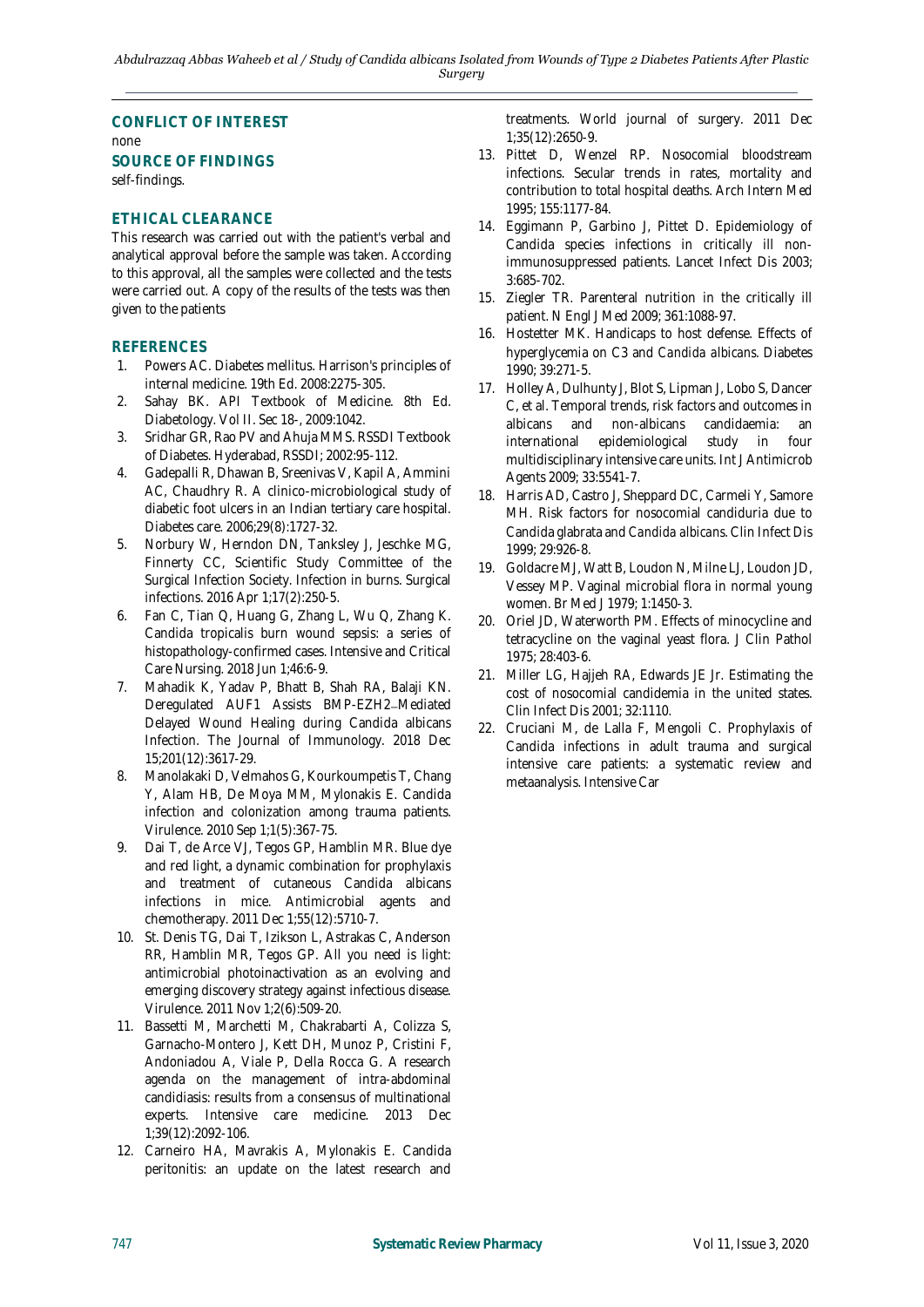## CONFLICT OF INTEREST

none

## SOURCE OF FINDINGS

self-findings.

## ETHICAL CLEARANCE

This research was carried out with the patient's verbal and analytical approval before the sample was taken. According to this approval, all the samples were collected and the tests were carried out. A copy of the results of the tests was then given to the patients

## REFERENCES

1. Powers AC. Diabetes mellitus. Harrison's principles of internal medicine. 19th Ed. 2008:2275-305.
2. Sahay BK. API Textbook of Medicine. 8th Ed. Diabetology. Vol II. Sec 18-, 2009:1042.
3. Sridhar GR, Rao PV and Ahuja MMS. RSSDI Textbook of Diabetes. Hyderabad, RSSDI; 2002:95-112.
4. Gadepalli R, Dhawan B, Sreenivas V, Kapil A, Ammini AC, Chaudhry R. A clinico-microbiological study of diabetic foot ulcers in an Indian tertiary care hospital. Diabetes care. 2006;29(8):1727-32.
5. Norbury W, Herndon DN, Tanksley J, Jeschke MG, Finnerty CC, Scientific Study Committee of the Surgical Infection Society. Infection in burns. Surgical infections. 2016 Apr 1;17(2):250-5.
6. Fan C, Tian Q, Huang G, Zhang L, Wu Q, Zhang K. Candida tropicalis burn wound sepsis: a series of histopathology-confirmed cases. Intensive and Critical Care Nursing. 2018 Jun 1;46:6-9.
7. Mahadik K, Yadav P, Bhatt B, Shah RA, Balaji KN. Deregulated AUF1 Assists BMP-EZH2–Mediated Delayed Wound Healing during Candida albicans Infection. The Journal of Immunology. 2018 Dec 15;201(12):3617-29.
8. Manolakaki D, Velmahos G, Kourkoumpetis T, Chang Y, Alam HB, De Moya MM, Mylonakis E. Candida infection and colonization among trauma patients. Virulence. 2010 Sep 1;1(5):367-75.
9. Dai T, de Arce VJ, Tegos GP, Hamblin MR. Blue dye and red light, a dynamic combination for prophylaxis and treatment of cutaneous Candida albicans infections in mice. Antimicrobial agents and chemotherapy. 2011 Dec 1;55(12):5710-7.
10. St. Denis TG, Dai T, Izikson L, Astrakas C, Anderson RR, Hamblin MR, Tegos GP. All you need is light: antimicrobial photoinactivation as an evolving and emerging discovery strategy against infectious disease. Virulence. 2011 Nov 1;2(6):509-20.
11. Bassetti M, Marchetti M, Chakrabarti A, Colizza S, Garnacho-Montero J, Kett DH, Munoz P, Cristini F, Andoniadou A, Viale P, Della Rocca G. A research agenda on the management of intra-abdominal candidiasis: results from a consensus of multinational experts. Intensive care medicine. 2013 Dec 1;39(12):2092-106.
12. Carneiro HA, Mavrakis A, Mylonakis E. Candida peritonitis: an update on the latest research and treatments. World journal of surgery. 2011 Dec 1;35(12):2650-9.
13. Pittet D, Wenzel RP. Nosocomial bloodstream infections. Secular trends in rates, mortality and contribution to total hospital deaths. Arch Intern Med 1995; 155:1177-84.
14. Eggimann P, Garbino J, Pittet D. Epidemiology of Candida species infections in critically ill non-immunosuppressed patients. Lancet Infect Dis 2003; 3:685-702.
15. Ziegler TR. Parenteral nutrition in the critically ill patient. N Engl J Med 2009; 361:1088-97.
16. Hostetter MK. Handicaps to host defense. Effects of hyperglycemia on C3 and *Candida albicans*. Diabetes 1990; 39:271-5.
17. Holley A, Dulhunty J, Blot S, Lipman J, Lobo S, Dancer C, et al. Temporal trends, risk factors and outcomes in albicans and non-albicans candidaemia: an international epidemiological study in four multidisciplinary intensive care units. Int J Antimicrob Agents 2009; 33:5541-7.
18. Harris AD, Castro J, Sheppard DC, Carmeli Y, Samore MH. Risk factors for nosocomial candiduria due to *Candida glabrata* and *Candida albicans*. Clin Infect Dis 1999; 29:926-8.
19. Goldacre MJ, Watt B, Loudon N, Milne LJ, Loudon JD, Vessey MP. Vaginal microbial flora in normal young women. Br Med J 1979; 1:1450-3.
20. Oriel JD, Waterworth PM. Effects of minocycline and tetracycline on the vaginal yeast flora. J Clin Pathol 1975; 28:403-6.
21. Miller LG, Hajjeh RA, Edwards JE Jr. Estimating the cost of nosocomial candidemia in the united states. Clin Infect Dis 2001; 32:1110.
22. Cruciani M, de Lalla F, Mengoli C. Prophylaxis of Candida infections in adult trauma and surgical intensive care patients: a systematic review and metaanalysis. Intensive Car